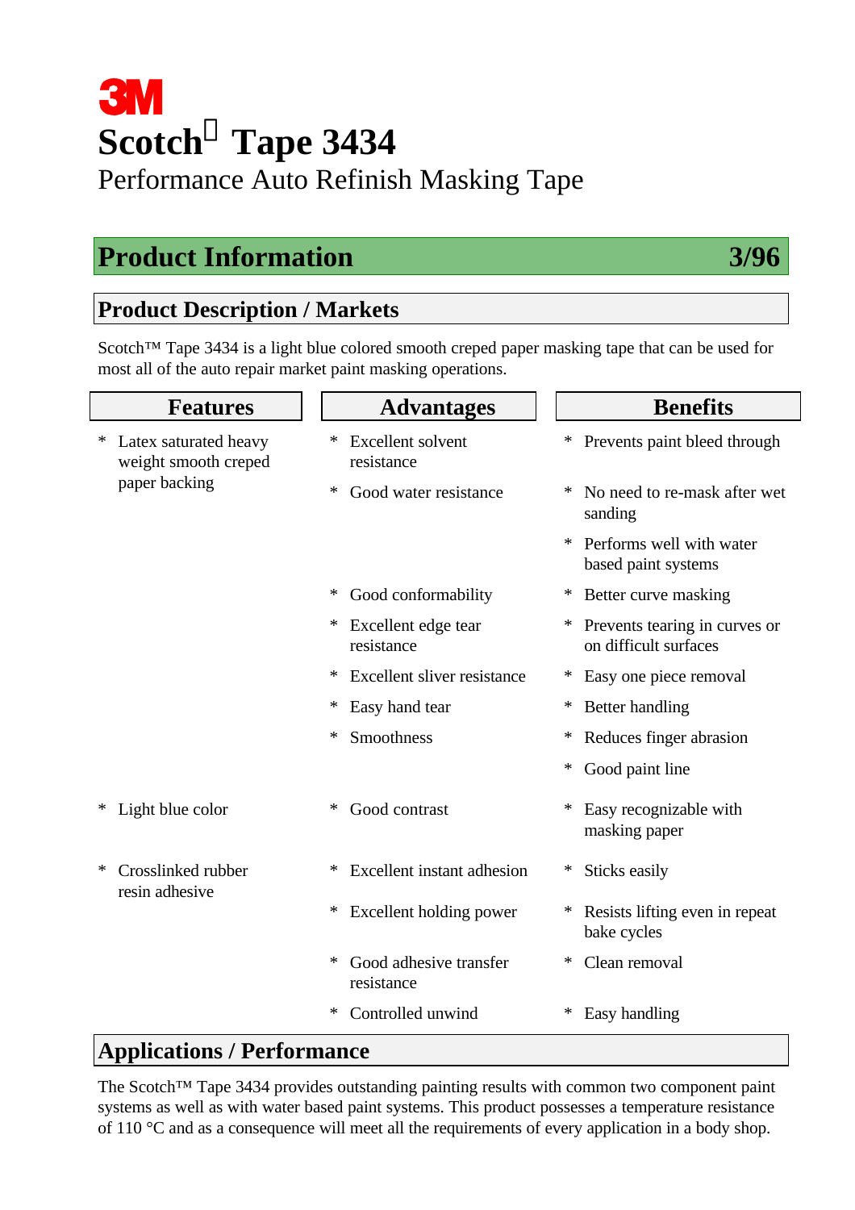3M

# Scotch™ Tape 3434

Performance Auto Refinish Masking Tape

## Product Information 3/96

## Product Description / Markets

Scotch™ Tape 3434 is a light blue colored smooth creped paper masking tape that can be used for most all of the auto repair market paint masking operations.

| Features | Advantages | Benefits |
|---|---|---|
| * Latex saturated heavy weight smooth creped paper backing | * Excellent solvent resistance | * Prevents paint bleed through |
| | * Good water resistance | * No need to re-mask after wet sanding |
| | | * Performs well with water based paint systems |
| | * Good conformability | * Better curve masking |
| | * Excellent edge tear resistance | * Prevents tearing in curves or on difficult surfaces |
| | * Excellent sliver resistance | * Easy one piece removal |
| | * Easy hand tear | * Better handling |
| | * Smoothness | * Reduces finger abrasion |
| | | * Good paint line |
| * Light blue color | * Good contrast | * Easy recognizable with masking paper |
| * Crosslinked rubber resin adhesive | * Excellent instant adhesion | * Sticks easily |
| | * Excellent holding power | * Resists lifting even in repeat bake cycles |
| | * Good adhesive transfer resistance | * Clean removal |
| | * Controlled unwind | * Easy handling |

## Applications / Performance

The Scotch™ Tape 3434 provides outstanding painting results with common two component paint systems as well as with water based paint systems. This product possesses a temperature resistance of 110 °C and as a consequence will meet all the requirements of every application in a body shop.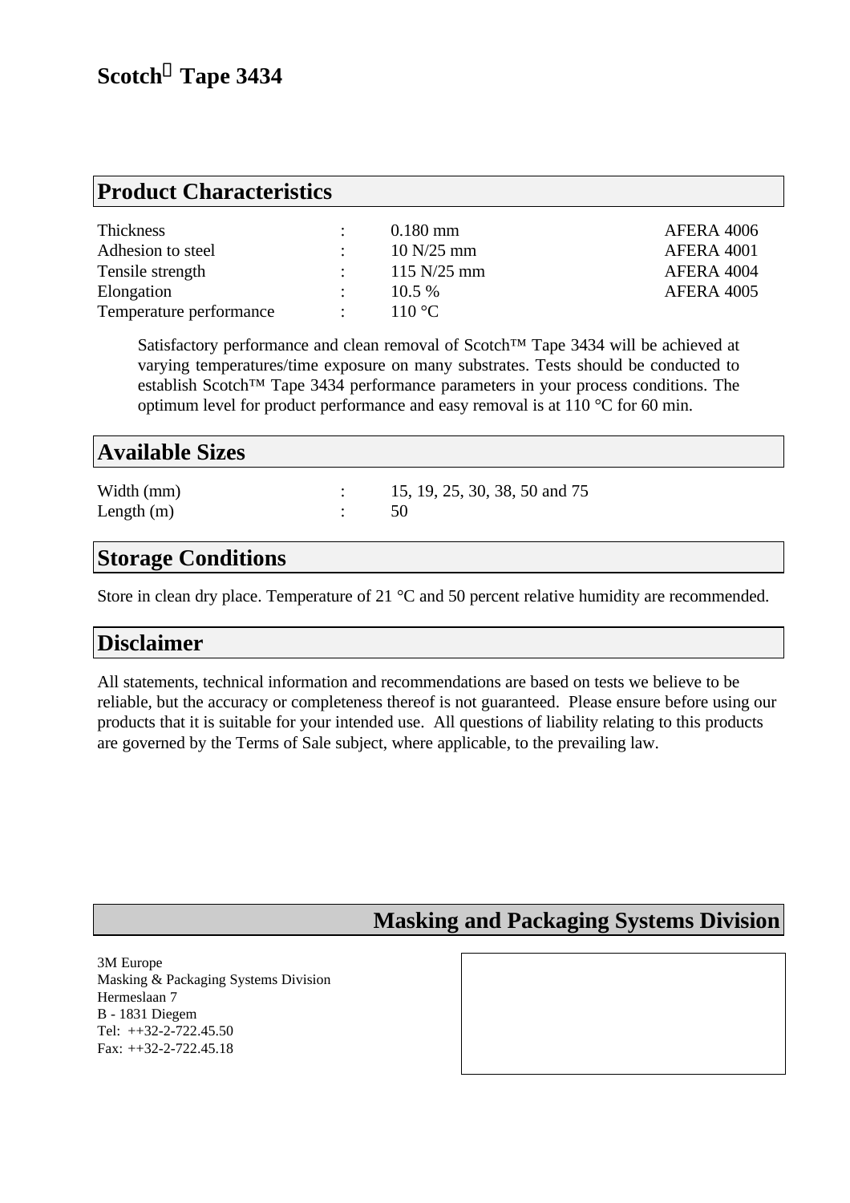# Scotch™ Tape 3434

## Product Characteristics

| | | | |
|---|---|---|---|
| Thickness | : | 0.180 mm | AFERA 4006 |
| Adhesion to steel | : | 10 N/25 mm | AFERA 4001 |
| Tensile strength | : | 115 N/25 mm | AFERA 4004 |
| Elongation | : | 10.5 % | AFERA 4005 |
| Temperature performance | : | 110 °C | |

Satisfactory performance and clean removal of Scotch™ Tape 3434 will be achieved at varying temperatures/time exposure on many substrates. Tests should be conducted to establish Scotch™ Tape 3434 performance parameters in your process conditions. The optimum level for product performance and easy removal is at 110 °C for 60 min.

## Available Sizes

| | | |
|---|---|---|
| Width (mm) | : | 15, 19, 25, 30, 38, 50 and 75 |
| Length (m) | : | 50 |

## Storage Conditions

Store in clean dry place. Temperature of 21 °C and 50 percent relative humidity are recommended.

## Disclaimer

All statements, technical information and recommendations are based on tests we believe to be reliable, but the accuracy or completeness thereof is not guaranteed. Please ensure before using our products that it is suitable for your intended use. All questions of liability relating to this products are governed by the Terms of Sale subject, where applicable, to the prevailing law.

## Masking and Packaging Systems Division

3M Europe
Masking & Packaging Systems Division
Hermeslaan 7
B - 1831 Diegem
Tel: ++32-2-722.45.50
Fax: ++32-2-722.45.18